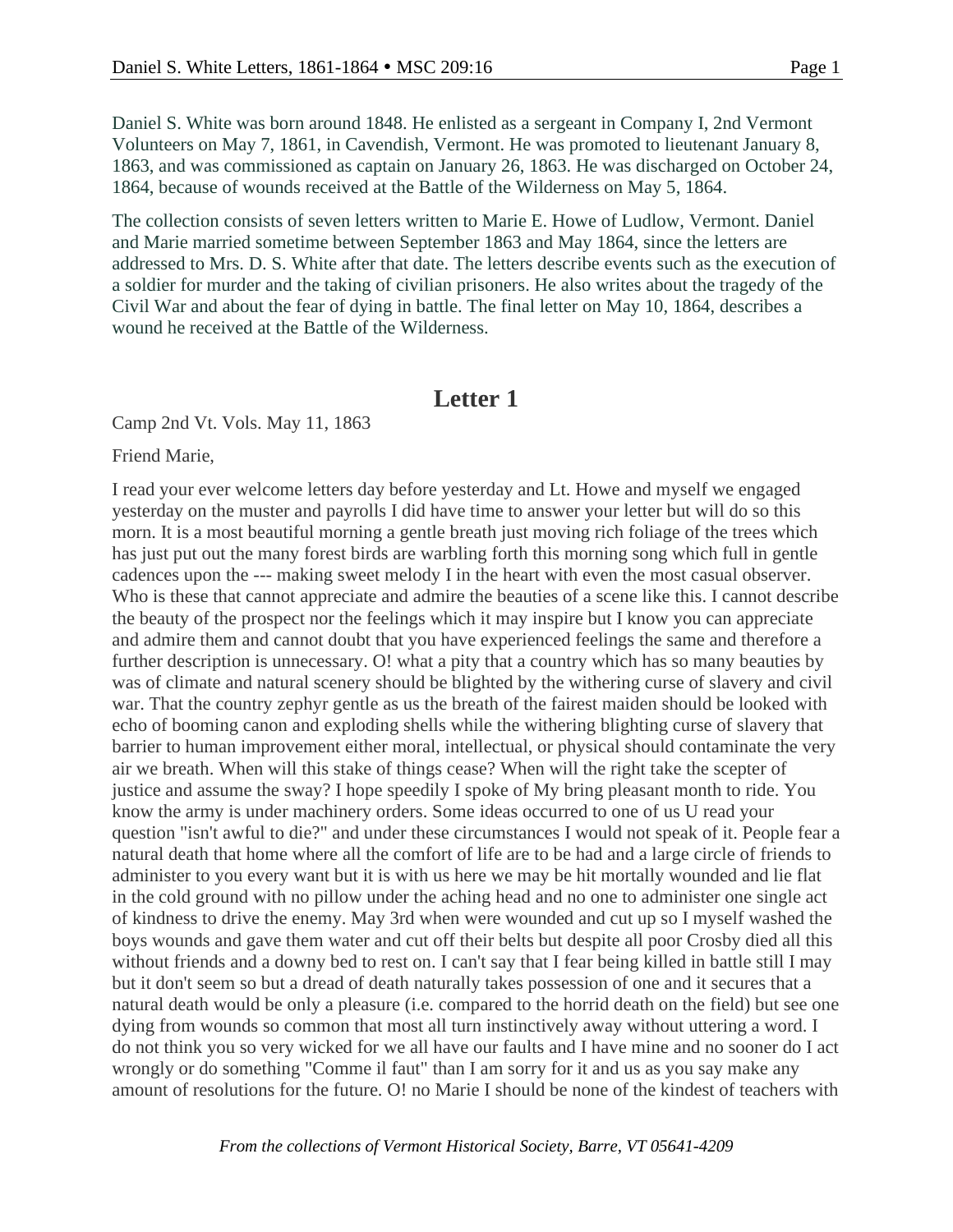Daniel S. White was born around 1848. He enlisted as a sergeant in Company I, 2nd Vermont Volunteers on May 7, 1861, in Cavendish, Vermont. He was promoted to lieutenant January 8, 1863, and was commissioned as captain on January 26, 1863. He was discharged on October 24, 1864, because of wounds received at the Battle of the Wilderness on May 5, 1864.

The collection consists of seven letters written to Marie E. Howe of Ludlow, Vermont. Daniel and Marie married sometime between September 1863 and May 1864, since the letters are addressed to Mrs. D. S. White after that date. The letters describe events such as the execution of a soldier for murder and the taking of civilian prisoners. He also writes about the tragedy of the Civil War and about the fear of dying in battle. The final letter on May 10, 1864, describes a wound he received at the Battle of the Wilderness.

## Letter 1

Camp 2nd Vt. Vols. May 11, 1863

Friend Marie,

I read your ever welcome letters day before yesterday and Lt. Howe and myself we engaged yesterday on the muster and payrolls I did have time to answer your letter but will do so this morn. It is a most beautiful morning a gentle breath just moving rich foliage of the trees which has just put out the many forest birds are warbling forth this morning song which full in gentle cadences upon the --- making sweet melody I in the heart with even the most casual observer. Who is these that cannot appreciate and admire the beauties of a scene like this. I cannot describe the beauty of the prospect nor the feelings which it may inspire but I know you can appreciate and admire them and cannot doubt that you have experienced feelings the same and therefore a further description is unnecessary. O! what a pity that a country which has so many beauties by was of climate and natural scenery should be blighted by the withering curse of slavery and civil war. That the country zephyr gentle as us the breath of the fairest maiden should be looked with echo of booming canon and exploding shells while the withering blighting curse of slavery that barrier to human improvement either moral, intellectual, or physical should contaminate the very air we breath. When will this stake of things cease? When will the right take the scepter of justice and assume the sway? I hope speedily I spoke of My bring pleasant month to ride. You know the army is under machinery orders. Some ideas occurred to one of us U read your question "isn't awful to die?" and under these circumstances I would not speak of it. People fear a natural death that home where all the comfort of life are to be had and a large circle of friends to administer to you every want but it is with us here we may be hit mortally wounded and lie flat in the cold ground with no pillow under the aching head and no one to administer one single act of kindness to drive the enemy. May 3rd when were wounded and cut up so I myself washed the boys wounds and gave them water and cut off their belts but despite all poor Crosby died all this without friends and a downy bed to rest on. I can't say that I fear being killed in battle still I may but it don't seem so but a dread of death naturally takes possession of one and it secures that a natural death would be only a pleasure (i.e. compared to the horrid death on the field) but see one dying from wounds so common that most all turn instinctively away without uttering a word. I do not think you so very wicked for we all have our faults and I have mine and no sooner do I act wrongly or do something "Comme il faut" than I am sorry for it and us as you say make any amount of resolutions for the future. O! no Marie I should be none of the kindest of teachers with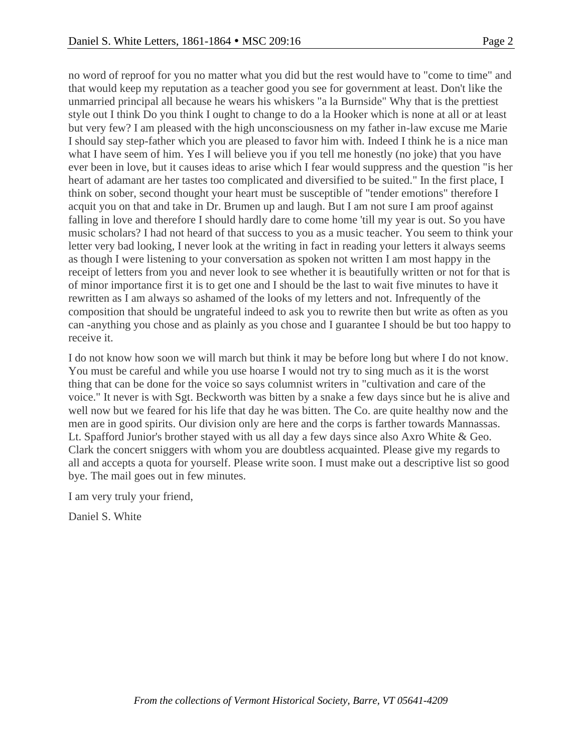no word of reproof for you no matter what you did but the rest would have to "come to time" and that would keep my reputation as a teacher good you see for government at least. Don't like the unmarried principal all because he wears his whiskers "a la Burnside" Why that is the prettiest style out I think Do you think I ought to change to do a la Hooker which is none at all or at least but very few? I am pleased with the high unconsciousness on my father in-law excuse me Marie I should say step-father which you are pleased to favor him with. Indeed I think he is a nice man what I have seem of him. Yes I will believe you if you tell me honestly (no joke) that you have ever been in love, but it causes ideas to arise which I fear would suppress and the question "is her heart of adamant are her tastes too complicated and diversified to be suited." In the first place, I think on sober, second thought your heart must be susceptible of "tender emotions" therefore I acquit you on that and take in Dr. Brumen up and laugh. But I am not sure I am proof against falling in love and therefore I should hardly dare to come home 'till my year is out. So you have music scholars? I had not heard of that success to you as a music teacher. You seem to think your letter very bad looking, I never look at the writing in fact in reading your letters it always seems as though I were listening to your conversation as spoken not written I am most happy in the receipt of letters from you and never look to see whether it is beautifully written or not for that is of minor importance first it is to get one and I should be the last to wait five minutes to have it rewritten as I am always so ashamed of the looks of my letters and not. Infrequently of the composition that should be ungrateful indeed to ask you to rewrite then but write as often as you can -anything you chose and as plainly as you chose and I guarantee I should be but too happy to receive it.

I do not know how soon we will march but think it may be before long but where I do not know. You must be careful and while you use hoarse I would not try to sing much as it is the worst thing that can be done for the voice so says columnist writers in "cultivation and care of the voice." It never is with Sgt. Beckworth was bitten by a snake a few days since but he is alive and well now but we feared for his life that day he was bitten. The Co. are quite healthy now and the men are in good spirits. Our division only are here and the corps is farther towards Mannassas. Lt. Spafford Junior's brother stayed with us all day a few days since also Axro White & Geo. Clark the concert sniggers with whom you are doubtless acquainted. Please give my regards to all and accepts a quota for yourself. Please write soon. I must make out a descriptive list so good bye. The mail goes out in few minutes.

I am very truly your friend,

Daniel S. White

*From the collections of Vermont Historical Society, Barre, VT 05641-4209*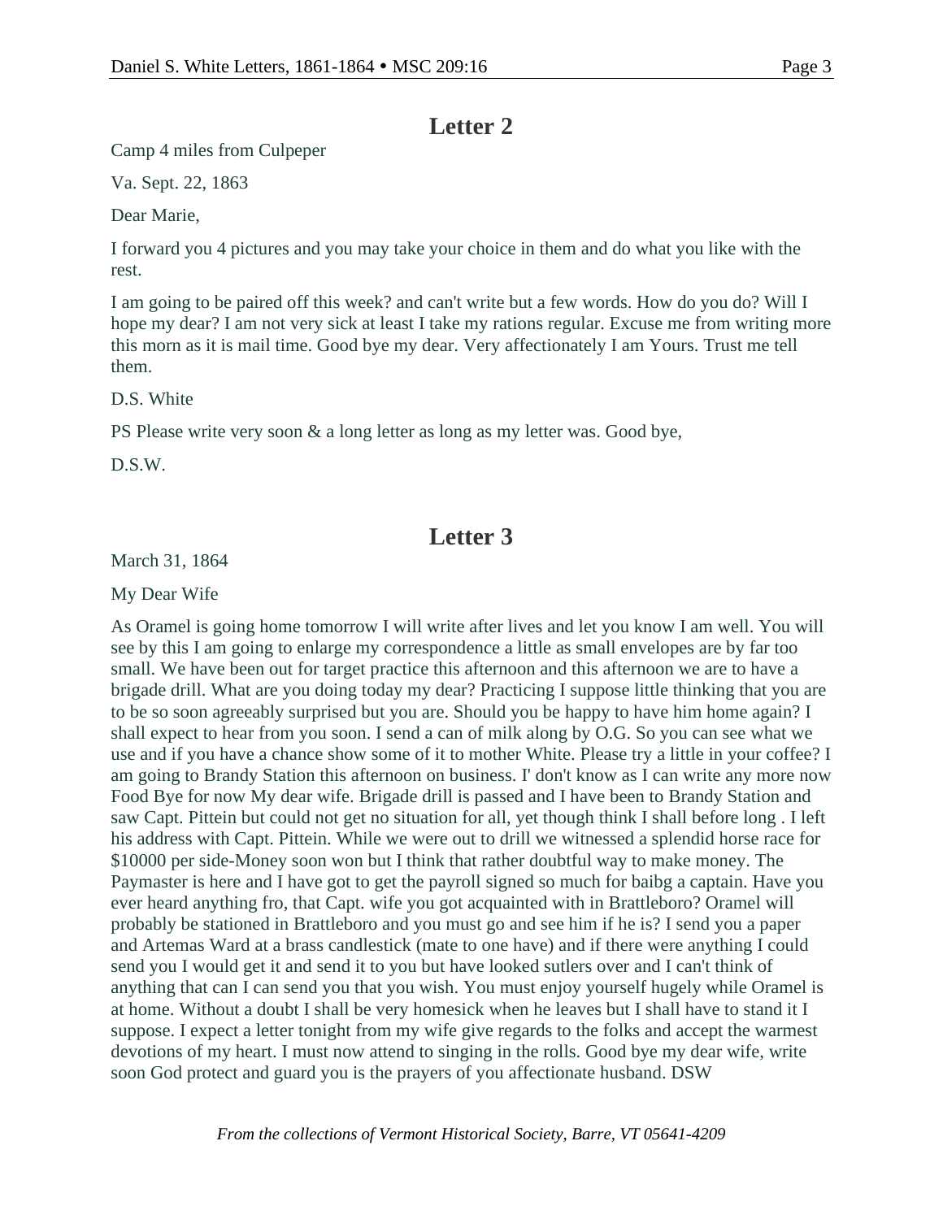## Letter 2

Camp 4 miles from Culpeper

Va. Sept. 22, 1863

Dear Marie,

I forward you 4 pictures and you may take your choice in them and do what you like with the rest.

I am going to be paired off this week? and can't write but a few words. How do you do? Will I hope my dear? I am not very sick at least I take my rations regular. Excuse me from writing more this morn as it is mail time. Good bye my dear. Very affectionately I am Yours. Trust me tell them.

D.S. White

PS Please write very soon & a long letter as long as my letter was. Good bye,

D.S.W.

## Letter 3

March 31, 1864

My Dear Wife

As Oramel is going home tomorrow I will write after lives and let you know I am well. You will see by this I am going to enlarge my correspondence a little as small envelopes are by far too small. We have been out for target practice this afternoon and this afternoon we are to have a brigade drill. What are you doing today my dear? Practicing I suppose little thinking that you are to be so soon agreeably surprised but you are. Should you be happy to have him home again? I shall expect to hear from you soon. I send a can of milk along by O.G. So you can see what we use and if you have a chance show some of it to mother White. Please try a little in your coffee? I am going to Brandy Station this afternoon on business. I' don't know as I can write any more now Food Bye for now My dear wife. Brigade drill is passed and I have been to Brandy Station and saw Capt. Pittein but could not get no situation for all, yet though think I shall before long . I left his address with Capt. Pittein. While we were out to drill we witnessed a splendid horse race for $10000 per side-Money soon won but I think that rather doubtful way to make money. The Paymaster is here and I have got to get the payroll signed so much for baibg a captain. Have you ever heard anything fro, that Capt. wife you got acquainted with in Brattleboro? Oramel will probably be stationed in Brattleboro and you must go and see him if he is? I send you a paper and Artemas Ward at a brass candlestick (mate to one have) and if there were anything I could send you I would get it and send it to you but have looked sutlers over and I can't think of anything that can I can send you that you wish. You must enjoy yourself hugely while Oramel is at home. Without a doubt I shall be very homesick when he leaves but I shall have to stand it I suppose. I expect a letter tonight from my wife give regards to the folks and accept the warmest devotions of my heart. I must now attend to singing in the rolls. Good bye my dear wife, write soon God protect and guard you is the prayers of you affectionate husband. DSW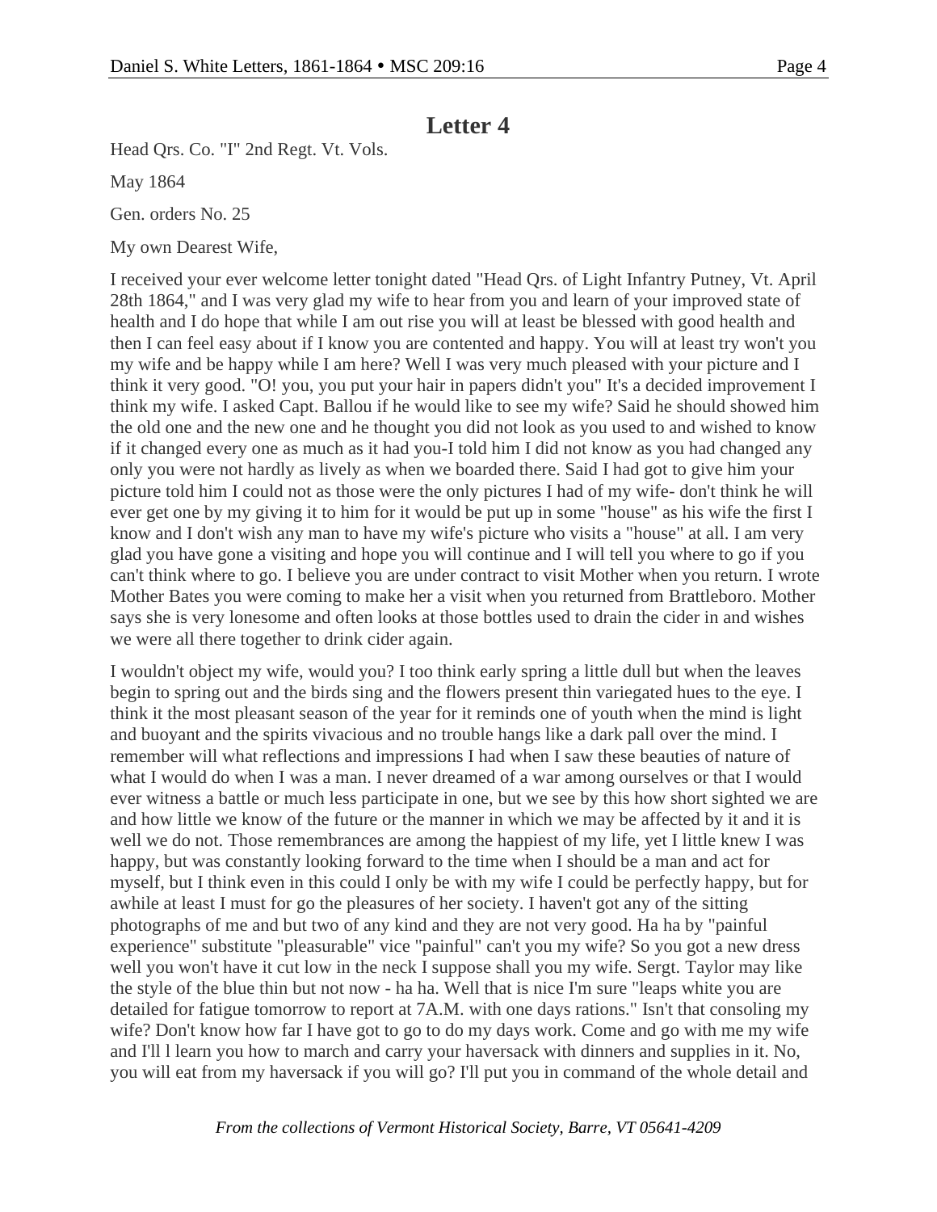# Letter 4

Head Qrs. Co. "I" 2nd Regt. Vt. Vols.

May 1864

Gen. orders No. 25

My own Dearest Wife,

I received your ever welcome letter tonight dated "Head Qrs. of Light Infantry Putney, Vt. April 28th 1864," and I was very glad my wife to hear from you and learn of your improved state of health and I do hope that while I am out rise you will at least be blessed with good health and then I can feel easy about if I know you are contented and happy. You will at least try won't you my wife and be happy while I am here? Well I was very much pleased with your picture and I think it very good. "O! you, you put your hair in papers didn't you" It's a decided improvement I think my wife. I asked Capt. Ballou if he would like to see my wife? Said he should showed him the old one and the new one and he thought you did not look as you used to and wished to know if it changed every one as much as it had you-I told him I did not know as you had changed any only you were not hardly as lively as when we boarded there. Said I had got to give him your picture told him I could not as those were the only pictures I had of my wife- don't think he will ever get one by my giving it to him for it would be put up in some "house" as his wife the first I know and I don't wish any man to have my wife's picture who visits a "house" at all. I am very glad you have gone a visiting and hope you will continue and I will tell you where to go if you can't think where to go. I believe you are under contract to visit Mother when you return. I wrote Mother Bates you were coming to make her a visit when you returned from Brattleboro. Mother says she is very lonesome and often looks at those bottles used to drain the cider in and wishes we were all there together to drink cider again.

I wouldn't object my wife, would you? I too think early spring a little dull but when the leaves begin to spring out and the birds sing and the flowers present thin variegated hues to the eye. I think it the most pleasant season of the year for it reminds one of youth when the mind is light and buoyant and the spirits vivacious and no trouble hangs like a dark pall over the mind. I remember will what reflections and impressions I had when I saw these beauties of nature of what I would do when I was a man. I never dreamed of a war among ourselves or that I would ever witness a battle or much less participate in one, but we see by this how short sighted we are and how little we know of the future or the manner in which we may be affected by it and it is well we do not. Those remembrances are among the happiest of my life, yet I little knew I was happy, but was constantly looking forward to the time when I should be a man and act for myself, but I think even in this could I only be with my wife I could be perfectly happy, but for awhile at least I must for go the pleasures of her society. I haven't got any of the sitting photographs of me and but two of any kind and they are not very good. Ha ha by "painful experience" substitute "pleasurable" vice "painful" can't you my wife? So you got a new dress well you won't have it cut low in the neck I suppose shall you my wife. Sergt. Taylor may like the style of the blue thin but not now - ha ha. Well that is nice I'm sure "leaps white you are detailed for fatigue tomorrow to report at 7A.M. with one days rations." Isn't that consoling my wife? Don't know how far I have got to go to do my days work. Come and go with me my wife and I'll l learn you how to march and carry your haversack with dinners and supplies in it. No, you will eat from my haversack if you will go? I'll put you in command of the whole detail and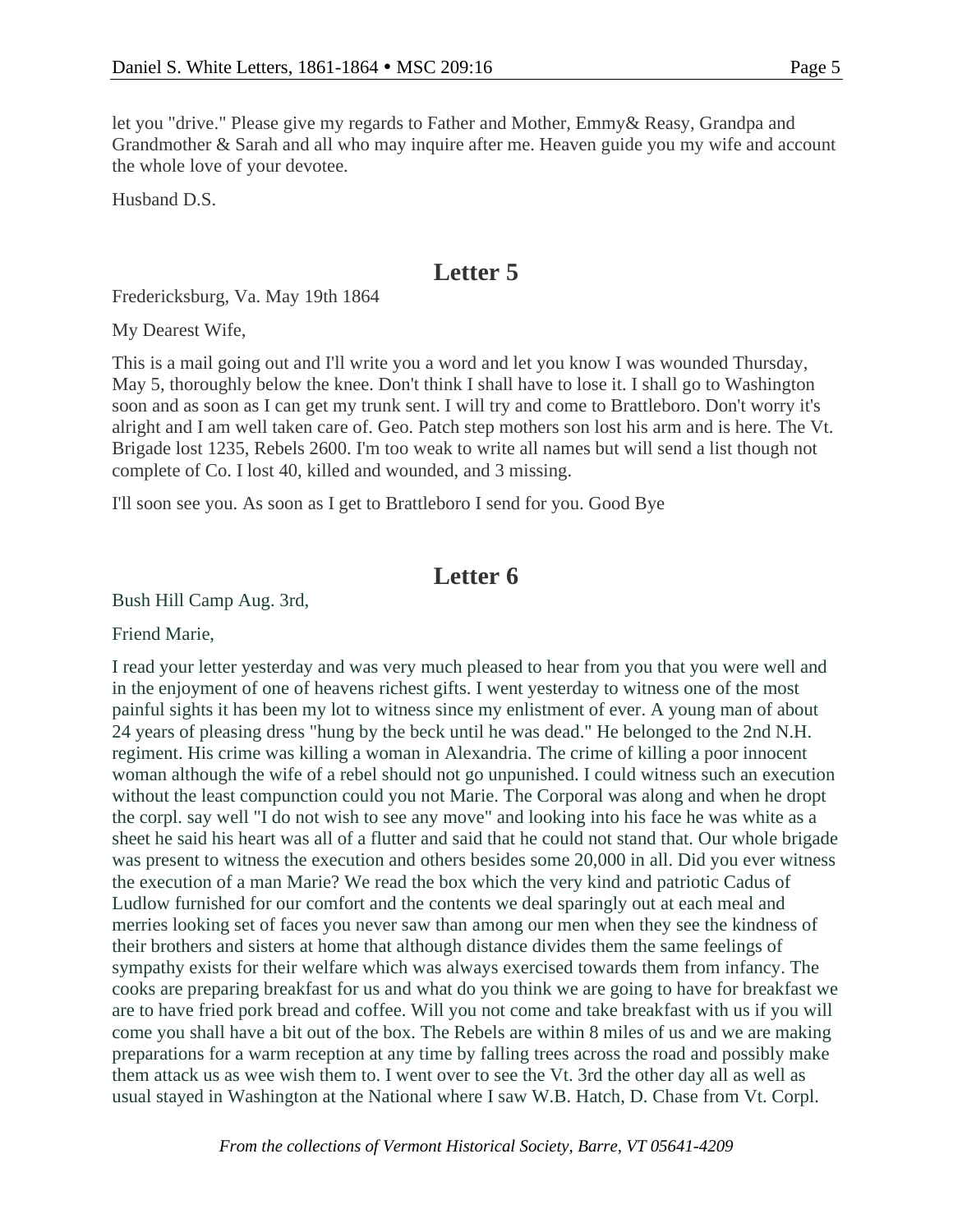let you "drive." Please give my regards to Father and Mother, Emmy& Reasy, Grandpa and Grandmother & Sarah and all who may inquire after me. Heaven guide you my wife and account the whole love of your devotee.

Husband D.S.

## Letter 5

Fredericksburg, Va. May 19th 1864

My Dearest Wife,

This is a mail going out and I'll write you a word and let you know I was wounded Thursday, May 5, thoroughly below the knee. Don't think I shall have to lose it. I shall go to Washington soon and as soon as I can get my trunk sent. I will try and come to Brattleboro. Don't worry it's alright and I am well taken care of. Geo. Patch step mothers son lost his arm and is here. The Vt. Brigade lost 1235, Rebels 2600. I'm too weak to write all names but will send a list though not complete of Co. I lost 40, killed and wounded, and 3 missing.

I'll soon see you. As soon as I get to Brattleboro I send for you. Good Bye

## Letter 6

Bush Hill Camp Aug. 3rd,

Friend Marie,

I read your letter yesterday and was very much pleased to hear from you that you were well and in the enjoyment of one of heavens richest gifts. I went yesterday to witness one of the most painful sights it has been my lot to witness since my enlistment of ever. A young man of about 24 years of pleasing dress "hung by the beck until he was dead." He belonged to the 2nd N.H. regiment. His crime was killing a woman in Alexandria. The crime of killing a poor innocent woman although the wife of a rebel should not go unpunished. I could witness such an execution without the least compunction could you not Marie. The Corporal was along and when he dropt the corpl. say well "I do not wish to see any move" and looking into his face he was white as a sheet he said his heart was all of a flutter and said that he could not stand that. Our whole brigade was present to witness the execution and others besides some 20,000 in all. Did you ever witness the execution of a man Marie? We read the box which the very kind and patriotic Cadus of Ludlow furnished for our comfort and the contents we deal sparingly out at each meal and merries looking set of faces you never saw than among our men when they see the kindness of their brothers and sisters at home that although distance divides them the same feelings of sympathy exists for their welfare which was always exercised towards them from infancy. The cooks are preparing breakfast for us and what do you think we are going to have for breakfast we are to have fried pork bread and coffee. Will you not come and take breakfast with us if you will come you shall have a bit out of the box. The Rebels are within 8 miles of us and we are making preparations for a warm reception at any time by falling trees across the road and possibly make them attack us as wee wish them to. I went over to see the Vt. 3rd the other day all as well as usual stayed in Washington at the National where I saw W.B. Hatch, D. Chase from Vt. Corpl.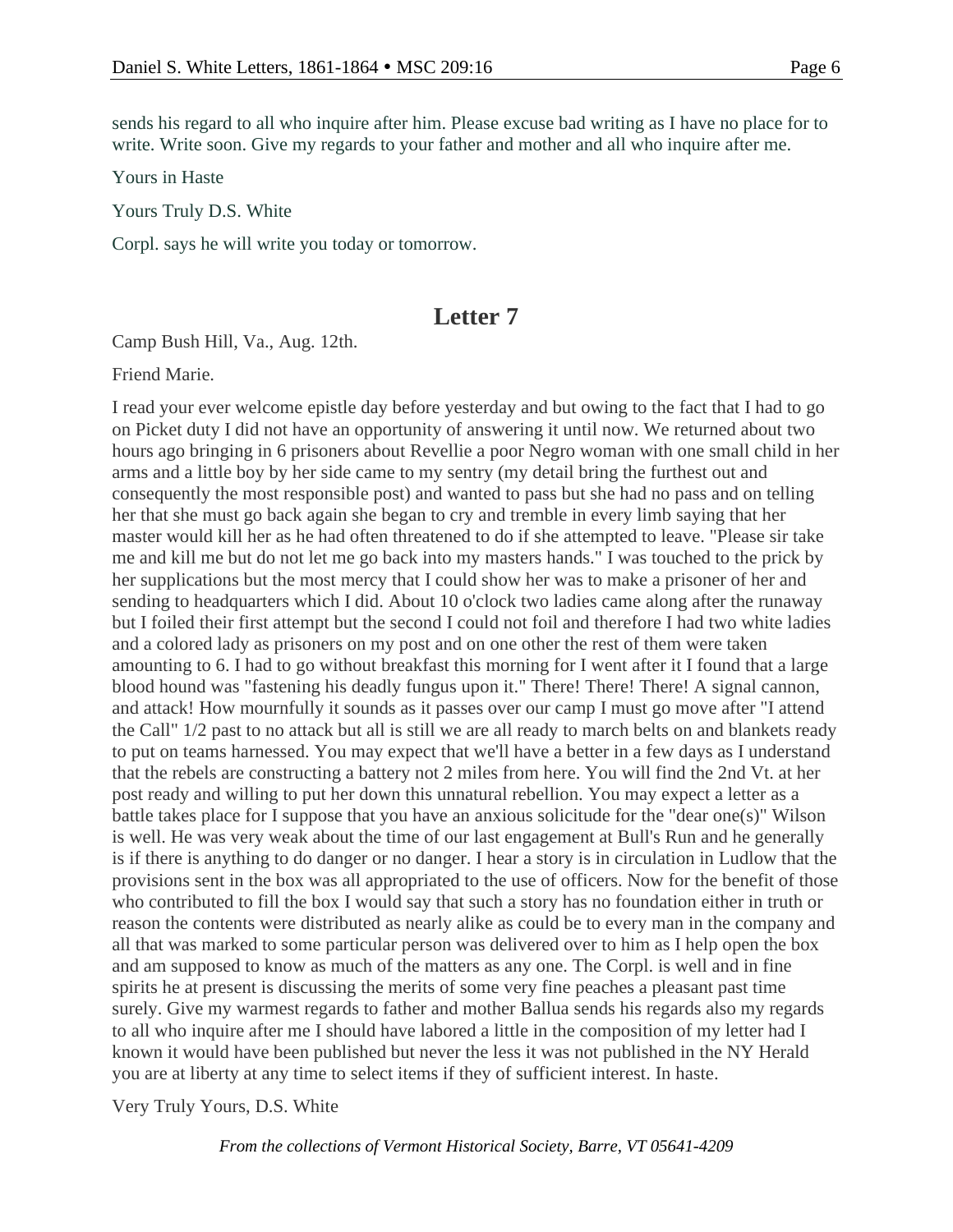sends his regard to all who inquire after him. Please excuse bad writing as I have no place for to write. Write soon. Give my regards to your father and mother and all who inquire after me.

Yours in Haste

Yours Truly D.S. White

Corpl. says he will write you today or tomorrow.

## Letter 7

Camp Bush Hill, Va., Aug. 12th.

Friend Marie.

I read your ever welcome epistle day before yesterday and but owing to the fact that I had to go on Picket duty I did not have an opportunity of answering it until now. We returned about two hours ago bringing in 6 prisoners about Revellie a poor Negro woman with one small child in her arms and a little boy by her side came to my sentry (my detail bring the furthest out and consequently the most responsible post) and wanted to pass but she had no pass and on telling her that she must go back again she began to cry and tremble in every limb saying that her master would kill her as he had often threatened to do if she attempted to leave. "Please sir take me and kill me but do not let me go back into my masters hands." I was touched to the prick by her supplications but the most mercy that I could show her was to make a prisoner of her and sending to headquarters which I did. About 10 o'clock two ladies came along after the runaway but I foiled their first attempt but the second I could not foil and therefore I had two white ladies and a colored lady as prisoners on my post and on one other the rest of them were taken amounting to 6. I had to go without breakfast this morning for I went after it I found that a large blood hound was "fastening his deadly fungus upon it." There! There! There! A signal cannon, and attack! How mournfully it sounds as it passes over our camp I must go move after "I attend the Call" 1/2 past to no attack but all is still we are all ready to march belts on and blankets ready to put on teams harnessed. You may expect that we'll have a better in a few days as I understand that the rebels are constructing a battery not 2 miles from here. You will find the 2nd Vt. at her post ready and willing to put her down this unnatural rebellion. You may expect a letter as a battle takes place for I suppose that you have an anxious solicitude for the "dear one(s)" Wilson is well. He was very weak about the time of our last engagement at Bull's Run and he generally is if there is anything to do danger or no danger. I hear a story is in circulation in Ludlow that the provisions sent in the box was all appropriated to the use of officers. Now for the benefit of those who contributed to fill the box I would say that such a story has no foundation either in truth or reason the contents were distributed as nearly alike as could be to every man in the company and all that was marked to some particular person was delivered over to him as I help open the box and am supposed to know as much of the matters as any one. The Corpl. is well and in fine spirits he at present is discussing the merits of some very fine peaches a pleasant past time surely. Give my warmest regards to father and mother Ballua sends his regards also my regards to all who inquire after me I should have labored a little in the composition of my letter had I known it would have been published but never the less it was not published in the NY Herald you are at liberty at any time to select items if they of sufficient interest. In haste.

Very Truly Yours, D.S. White

*From the collections of Vermont Historical Society, Barre, VT 05641-4209*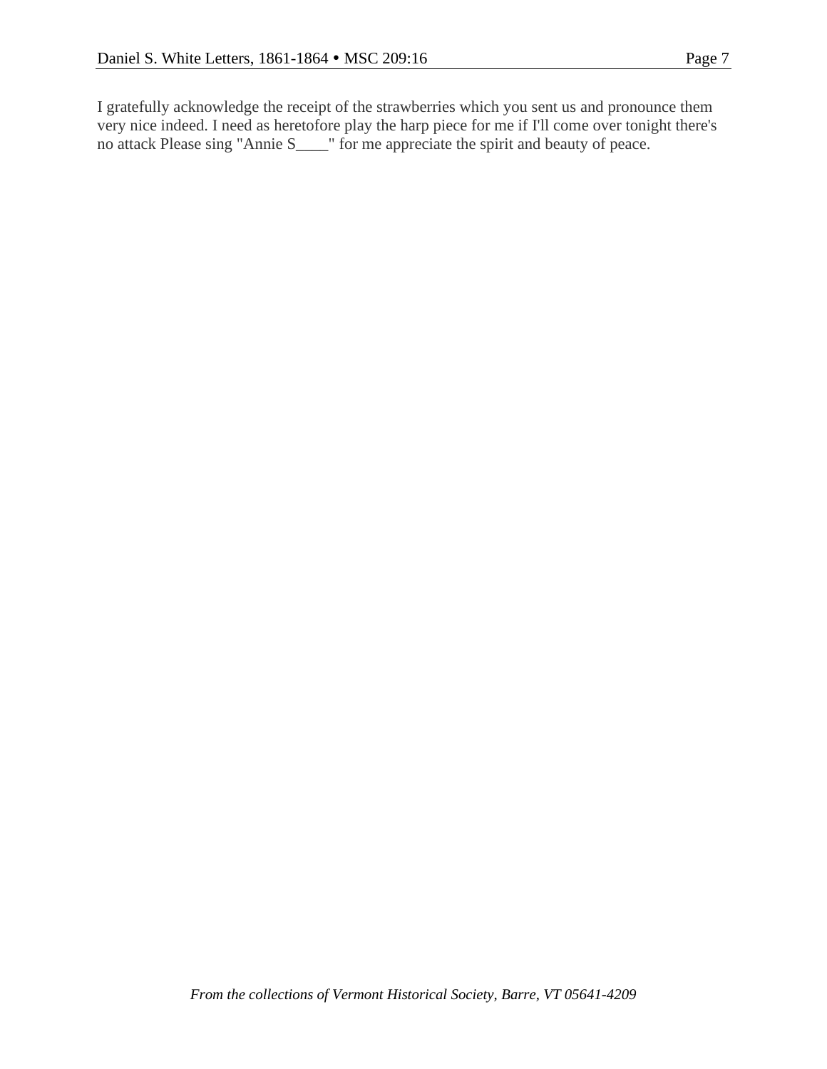I gratefully acknowledge the receipt of the strawberries which you sent us and pronounce them very nice indeed. I need as heretofore play the harp piece for me if I'll come over tonight there's no attack Please sing "Annie S____" for me appreciate the spirit and beauty of peace.